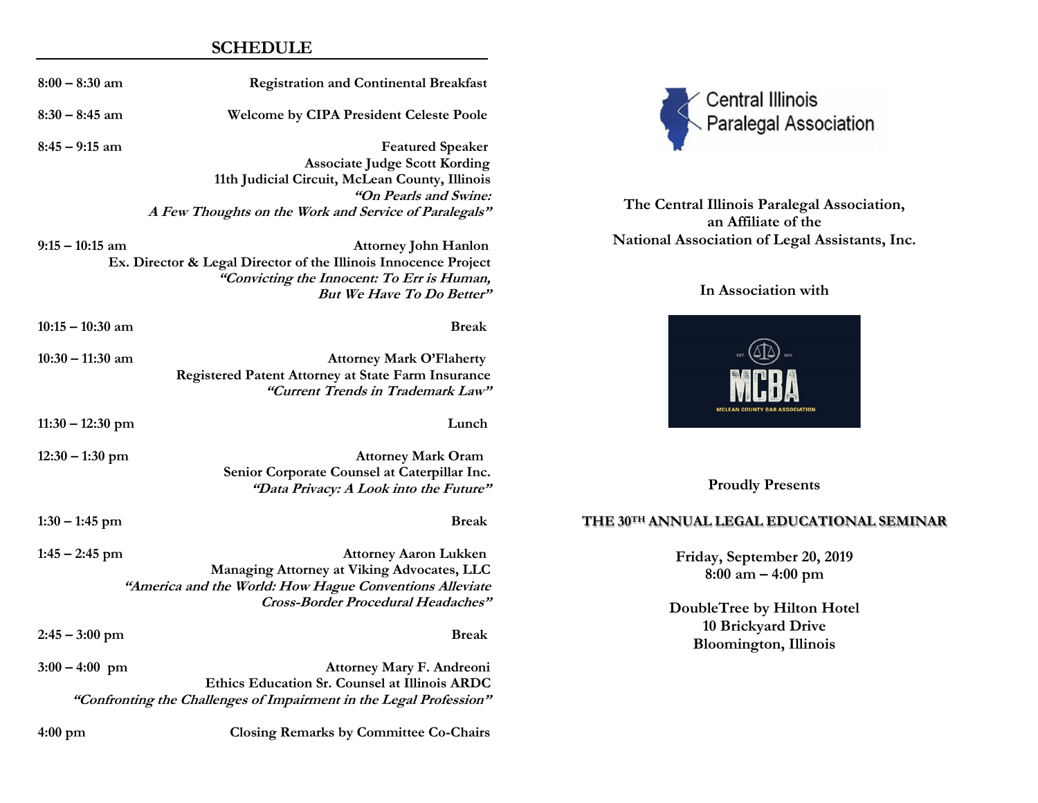## SCHEDULE

**8:00 – 8:30 am** — **Registration and Continental Breakfast**

**8:30 – 8:45 am** — **Welcome by CIPA President Celeste Poole**

**8:45 – 9:15 am** — **Featured Speaker**
**Associate Judge Scott Kording**
**11th Judicial Circuit, McLean County, Illinois**
***"On Pearls and Swine: A Few Thoughts on the Work and Service of Paralegals"***

**9:15 – 10:15 am** — **Attorney John Hanlon**
**Ex. Director & Legal Director of the Illinois Innocence Project**
***"Convicting the Innocent: To Err is Human, But We Have To Do Better"***

**10:15 – 10:30 am** — **Break**

**10:30 – 11:30 am** — **Attorney Mark O'Flaherty**
**Registered Patent Attorney at State Farm Insurance**
***"Current Trends in Trademark Law"***

**11:30 – 12:30 pm** — **Lunch**

**12:30 – 1:30 pm** — **Attorney Mark Oram**
**Senior Corporate Counsel at Caterpillar Inc.**
***"Data Privacy: A Look into the Future"***

**1:30 – 1:45 pm** — **Break**

**1:45 – 2:45 pm** — **Attorney Aaron Lukken**
**Managing Attorney at Viking Advocates, LLC**
***"America and the World: How Hague Conventions Alleviate Cross-Border Procedural Headaches"***

**2:45 – 3:00 pm** — **Break**

**3:00 – 4:00 pm** — **Attorney Mary F. Andreoni**
**Ethics Education Sr. Counsel at Illinois ARDC**
***"Confronting the Challenges of Impairment in the Legal Profession"***

**4:00 pm** — **Closing Remarks by Committee Co-Chairs**

Central Illinois Paralegal Association

**The Central Illinois Paralegal Association, an Affiliate of the National Association of Legal Assistants, Inc.**

**In Association with**

EST. 1831 MCBA MCLEAN COUNTY BAR ASSOCIATION

**Proudly Presents**

**THE 30TH ANNUAL LEGAL EDUCATIONAL SEMINAR**

**Friday, September 20, 2019**
**8:00 am – 4:00 pm**

**DoubleTree by Hilton Hotel**
**10 Brickyard Drive**
**Bloomington, Illinois**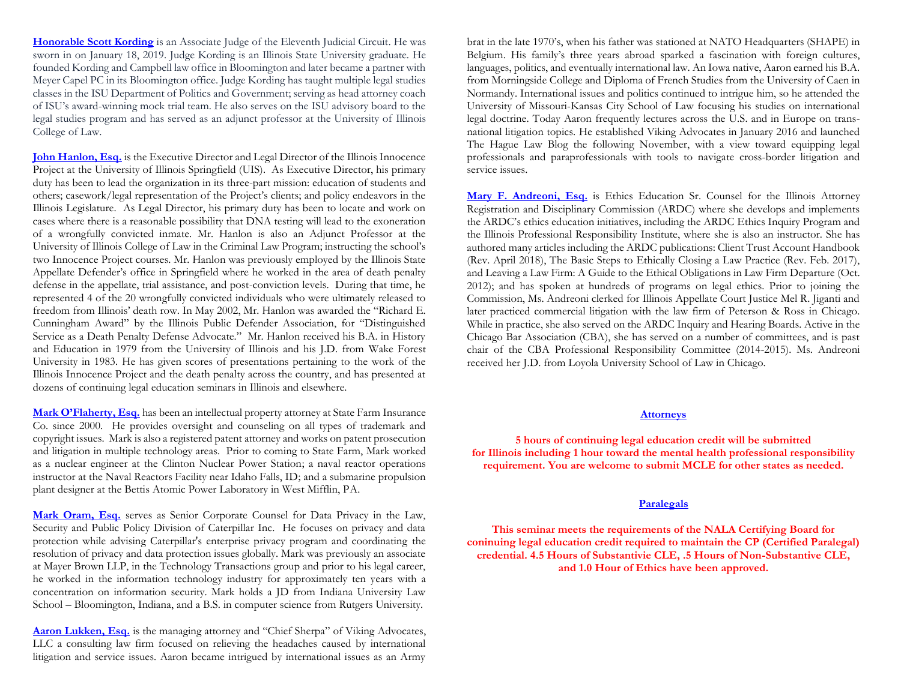**Honorable Scott Kording** is an Associate Judge of the Eleventh Judicial Circuit. He was sworn in on January 18, 2019. Judge Kording is an Illinois State University graduate. He founded Kording and Campbell law office in Bloomington and later became a partner with Meyer Capel PC in its Bloomington office. Judge Kording has taught multiple legal studies classes in the ISU Department of Politics and Government; serving as head attorney coach of ISU's award-winning mock trial team. He also serves on the ISU advisory board to the legal studies program and has served as an adjunct professor at the University of Illinois College of Law.

**John Hanlon, Esq.** is the Executive Director and Legal Director of the Illinois Innocence Project at the University of Illinois Springfield (UIS). As Executive Director, his primary duty has been to lead the organization in its three-part mission: education of students and others; casework/legal representation of the Project's clients; and policy endeavors in the Illinois Legislature. As Legal Director, his primary duty has been to locate and work on cases where there is a reasonable possibility that DNA testing will lead to the exoneration of a wrongfully convicted inmate. Mr. Hanlon is also an Adjunct Professor at the University of Illinois College of Law in the Criminal Law Program; instructing the school's two Innocence Project courses. Mr. Hanlon was previously employed by the Illinois State Appellate Defender's office in Springfield where he worked in the area of death penalty defense in the appellate, trial assistance, and post-conviction levels. During that time, he represented 4 of the 20 wrongfully convicted individuals who were ultimately released to freedom from Illinois' death row. In May 2002, Mr. Hanlon was awarded the "Richard E. Cunningham Award" by the Illinois Public Defender Association, for "Distinguished Service as a Death Penalty Defense Advocate." Mr. Hanlon received his B.A. in History and Education in 1979 from the University of Illinois and his J.D. from Wake Forest University in 1983. He has given scores of presentations pertaining to the work of the Illinois Innocence Project and the death penalty across the country, and has presented at dozens of continuing legal education seminars in Illinois and elsewhere.

**Mark O'Flaherty, Esq.** has been an intellectual property attorney at State Farm Insurance Co. since 2000. He provides oversight and counseling on all types of trademark and copyright issues. Mark is also a registered patent attorney and works on patent prosecution and litigation in multiple technology areas. Prior to coming to State Farm, Mark worked as a nuclear engineer at the Clinton Nuclear Power Station; a naval reactor operations instructor at the Naval Reactors Facility near Idaho Falls, ID; and a submarine propulsion plant designer at the Bettis Atomic Power Laboratory in West Mifflin, PA.

**Mark Oram, Esq.** serves as Senior Corporate Counsel for Data Privacy in the Law, Security and Public Policy Division of Caterpillar Inc. He focuses on privacy and data protection while advising Caterpillar's enterprise privacy program and coordinating the resolution of privacy and data protection issues globally. Mark was previously an associate at Mayer Brown LLP, in the Technology Transactions group and prior to his legal career, he worked in the information technology industry for approximately ten years with a concentration on information security. Mark holds a JD from Indiana University Law School – Bloomington, Indiana, and a B.S. in computer science from Rutgers University.

**Aaron Lukken, Esq.** is the managing attorney and "Chief Sherpa" of Viking Advocates, LLC a consulting law firm focused on relieving the headaches caused by international litigation and service issues. Aaron became intrigued by international issues as an Army brat in the late 1970's, when his father was stationed at NATO Headquarters (SHAPE) in Belgium. His family's three years abroad sparked a fascination with foreign cultures, languages, politics, and eventually international law. An Iowa native, Aaron earned his B.A. from Morningside College and Diploma of French Studies from the University of Caen in Normandy. International issues and politics continued to intrigue him, so he attended the University of Missouri-Kansas City School of Law focusing his studies on international legal doctrine. Today Aaron frequently lectures across the U.S. and in Europe on trans-national litigation topics. He established Viking Advocates in January 2016 and launched The Hague Law Blog the following November, with a view toward equipping legal professionals and paraprofessionals with tools to navigate cross-border litigation and service issues.

**Mary F. Andreoni, Esq.** is Ethics Education Sr. Counsel for the Illinois Attorney Registration and Disciplinary Commission (ARDC) where she develops and implements the ARDC's ethics education initiatives, including the ARDC Ethics Inquiry Program and the Illinois Professional Responsibility Institute, where she is also an instructor. She has authored many articles including the ARDC publications: Client Trust Account Handbook (Rev. April 2018), The Basic Steps to Ethically Closing a Law Practice (Rev. Feb. 2017), and Leaving a Law Firm: A Guide to the Ethical Obligations in Law Firm Departure (Oct. 2012); and has spoken at hundreds of programs on legal ethics. Prior to joining the Commission, Ms. Andreoni clerked for Illinois Appellate Court Justice Mel R. Jiganti and later practiced commercial litigation with the law firm of Peterson & Ross in Chicago. While in practice, she also served on the ARDC Inquiry and Hearing Boards. Active in the Chicago Bar Association (CBA), she has served on a number of committees, and is past chair of the CBA Professional Responsibility Committee (2014-2015). Ms. Andreoni received her J.D. from Loyola University School of Law in Chicago.

**Attorneys**

**5 hours of continuing legal education credit will be submitted for Illinois including 1 hour toward the mental health professional responsibility requirement. You are welcome to submit MCLE for other states as needed.**

**Paralegals**

**This seminar meets the requirements of the NALA Certifying Board for coninuing legal education credit required to maintain the CP (Certified Paralegal) credential. 4.5 Hours of Substantivie CLE, .5 Hours of Non-Substantive CLE, and 1.0 Hour of Ethics have been approved.**